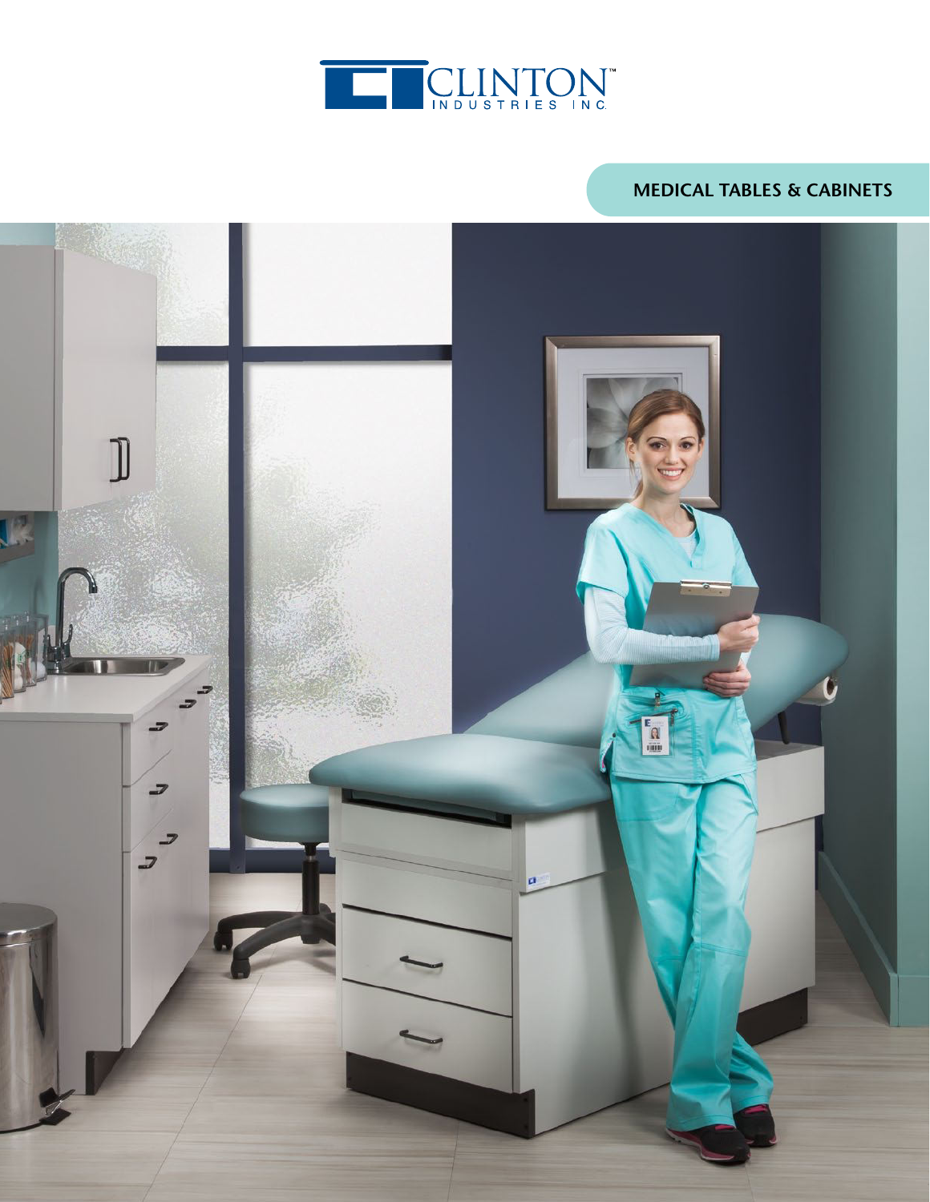CLINTON™
INDUSTRIES INC.

## MEDICAL TABLES & CABINETS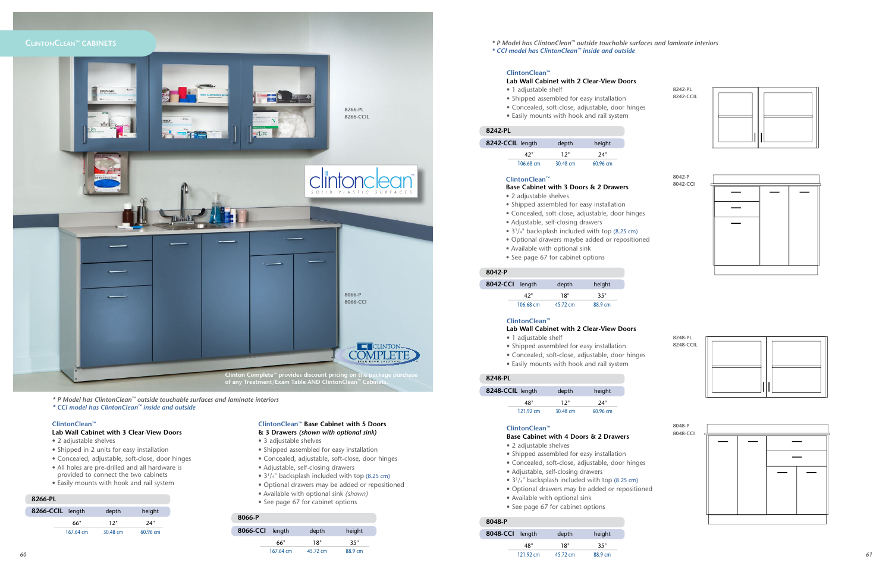## ClintonClean™ Cabinets

8266-PL
8266-CCIL

8066-P
8066-CCI

Clinton Complete™ provides discount pricing on the package purchase of any Treatment/Exam Table AND ClintonClean™ Cabinets.

*\* P Model has ClintonClean™ outside touchable surfaces and laminate interiors*
*\* CCI model has ClintonClean™ inside and outside*

### ClintonClean™ Lab Wall Cabinet with 3 Clear-View Doors

- 2 adjustable shelves
- Shipped in 2 units for easy installation
- Concealed, adjustable, soft-close, door hinges
- All holes are pre-drilled and all hardware is provided to connect the two cabinets
- Easily mounts with hook and rail system

| 8266-PL / 8266-CCIL | length | depth | height |
|---|---|---|---|
| | 66" | 12" | 24" |
| | 167.64 cm | 30.48 cm | 60.96 cm |

### ClintonClean™ Base Cabinet with 5 Doors & 3 Drawers *(shown with optional sink)*

- 3 adjustable shelves
- Shipped assembled for easy installation
- Concealed, adjustable, soft-close, door hinges
- Adjustable, self-closing drawers
- $3^1/_4$" backsplash included with top (8.25 cm)
- Optional drawers may be added or repositioned
- Available with optional sink *(shown)*
- See page 67 for cabinet options

| 8066-P / 8066-CCI | length | depth | height |
|---|---|---|---|
| | 66" | 18" | 35" |
| | 167.64 cm | 45.72 cm | 88.9 cm |

*\* P Model has ClintonClean™ outside touchable surfaces and laminate interiors*
*\* CCI model has ClintonClean™ inside and outside*

### ClintonClean™ Lab Wall Cabinet with 2 Clear-View Doors

8242-PL
8242-CCIL

- 1 adjustable shelf
- Shipped assembled for easy installation
- Concealed, soft-close, adjustable, door hinges
- Easily mounts with hook and rail system

| 8242-PL / 8242-CCIL | length | depth | height |
|---|---|---|---|
| | 42" | 12" | 24" |
| | 106.68 cm | 30.48 cm | 60.96 cm |

### ClintonClean™ Base Cabinet with 3 Doors & 2 Drawers

8042-P
8042-CCI

- 2 adjustable shelves
- Shipped assembled for easy installation
- Concealed, soft-close, adjustable, door hinges
- Adjustable, self-closing drawers
- $3^1/_4$" backsplash included with top (8.25 cm)
- Optional drawers maybe added or repositioned
- Available with optional sink
- See page 67 for cabinet options

| 8042-P / 8042-CCI | length | depth | height |
|---|---|---|---|
| | 42" | 18" | 35" |
| | 106.68 cm | 45.72 cm | 88.9 cm |

### ClintonClean™ Lab Wall Cabinet with 2 Clear-View Doors

8248-PL
8248-CCIL

- 1 adjustable shelf
- Shipped assembled for easy installation
- Concealed, soft-close, adjustable, door hinges
- Easily mounts with hook and rail system

| 8248-PL / 8248-CCIL | length | depth | height |
|---|---|---|---|
| | 48" | 12" | 24" |
| | 121.92 cm | 30.48 cm | 60.96 cm |

### ClintonClean™ Base Cabinet with 4 Doors & 2 Drawers

8048-P
8048-CCI

- 2 adjustable shelves
- Shipped assembled for easy installation
- Concealed, soft-close, adjustable, door hinges
- Adjustable, self-closing drawers
- $3^1/_4$" backsplash included with top (8.25 cm)
- Optional drawers may be added or repositioned
- Available with optional sink
- See page 67 for cabinet options

| 8048-P / 8048-CCI | length | depth | height |
|---|---|---|---|
| | 48" | 18" | 35" |
| | 121.92 cm | 45.72 cm | 88.9 cm |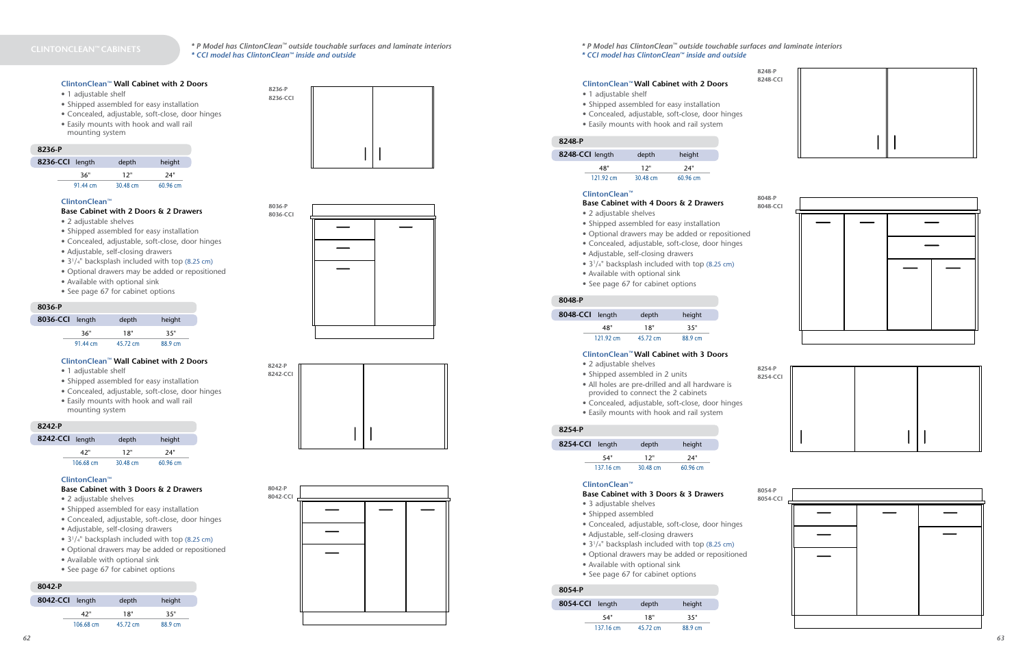## CLINTONCLEAN™ CABINETS

*\* P Model has ClintonClean™ outside touchable surfaces and laminate interiors*
*\* CCI model has ClintonClean™ inside and outside*

### ClintonClean™ Wall Cabinet with 2 Doors

- 1 adjustable shelf
- Shipped assembled for easy installation
- Concealed, adjustable, soft-close, door hinges
- Easily mounts with hook and wall rail mounting system

| 8236-P<br>8236-CCI | length | depth | height |
|---|---|---|---|
| | 36" | 12" | 24" |
| | 91.44 cm | 30.48 cm | 60.96 cm |

8236-P
8236-CCI

### ClintonClean™ Base Cabinet with 2 Doors & 2 Drawers

- 2 adjustable shelves
- Shipped assembled for easy installation
- Concealed, adjustable, soft-close, door hinges
- Adjustable, self-closing drawers
- 3¼" backsplash included with top (8.25 cm)
- Optional drawers may be added or repositioned
- Available with optional sink
- See page 67 for cabinet options

| 8036-P<br>8036-CCI | length | depth | height |
|---|---|---|---|
| | 36" | 18" | 35" |
| | 91.44 cm | 45.72 cm | 88.9 cm |

8036-P
8036-CCI

### ClintonClean™ Wall Cabinet with 2 Doors

- 1 adjustable shelf
- Shipped assembled for easy installation
- Concealed, adjustable, soft-close, door hinges
- Easily mounts with hook and wall rail mounting system

| 8242-P<br>8242-CCI | length | depth | height |
|---|---|---|---|
| | 42" | 12" | 24" |
| | 106.68 cm | 30.48 cm | 60.96 cm |

8242-P
8242-CCI

### ClintonClean™ Base Cabinet with 3 Doors & 2 Drawers

- 2 adjustable shelves
- Shipped assembled for easy installation
- Concealed, adjustable, soft-close, door hinges
- Adjustable, self-closing drawers
- 3¼" backsplash included with top (8.25 cm)
- Optional drawers may be added or repositioned
- Available with optional sink
- See page 67 for cabinet options

| 8042-P<br>8042-CCI | length | depth | height |
|---|---|---|---|
| | 42" | 18" | 35" |
| | 106.68 cm | 45.72 cm | 88.9 cm |

8042-P
8042-CCI

*\* P Model has ClintonClean™ outside touchable surfaces and laminate interiors*
*\* CCI model has ClintonClean™ inside and outside*

### ClintonClean™ Wall Cabinet with 2 Doors

- 1 adjustable shelf
- Shipped assembled for easy installation
- Concealed, adjustable, soft-close, door hinges
- Easily mounts with hook and rail system

| 8248-P<br>8248-CCI | length | depth | height |
|---|---|---|---|
| | 48" | 12" | 24" |
| | 121.92 cm | 30.48 cm | 60.96 cm |

8248-P
8248-CCI

### ClintonClean™ Base Cabinet with 4 Doors & 2 Drawers

- 2 adjustable shelves
- Shipped assembled for easy installation
- Optional drawers may be added or repositioned
- Concealed, adjustable, soft-close, door hinges
- Adjustable, self-closing drawers
- 3¼" backsplash included with top (8.25 cm)
- Available with optional sink
- See page 67 for cabinet options

| 8048-P<br>8048-CCI | length | depth | height |
|---|---|---|---|
| | 48" | 18" | 35" |
| | 121.92 cm | 45.72 cm | 88.9 cm |

8048-P
8048-CCI

### ClintonClean™ Wall Cabinet with 3 Doors

- 2 adjustable shelves
- Shipped assembled in 2 units
- All holes are pre-drilled and all hardware is provided to connect the 2 cabinets
- Concealed, adjustable, soft-close, door hinges
- Easily mounts with hook and rail system

| 8254-P<br>8254-CCI | length | depth | height |
|---|---|---|---|
| | 54" | 12" | 24" |
| | 137.16 cm | 30.48 cm | 60.96 cm |

8254-P
8254-CCI

### ClintonClean™ Base Cabinet with 3 Doors & 3 Drawers

- 3 adjustable shelves
- Shipped assembled
- Concealed, adjustable, soft-close, door hinges
- Adjustable, self-closing drawers
- 3¼" backsplash included with top (8.25 cm)
- Optional drawers may be added or repositioned
- Available with optional sink
- See page 67 for cabinet options

| 8054-P<br>8054-CCI | length | depth | height |
|---|---|---|---|
| | 54" | 18" | 35" |
| | 137.16 cm | 45.72 cm | 88.9 cm |

8054-P
8054-CCI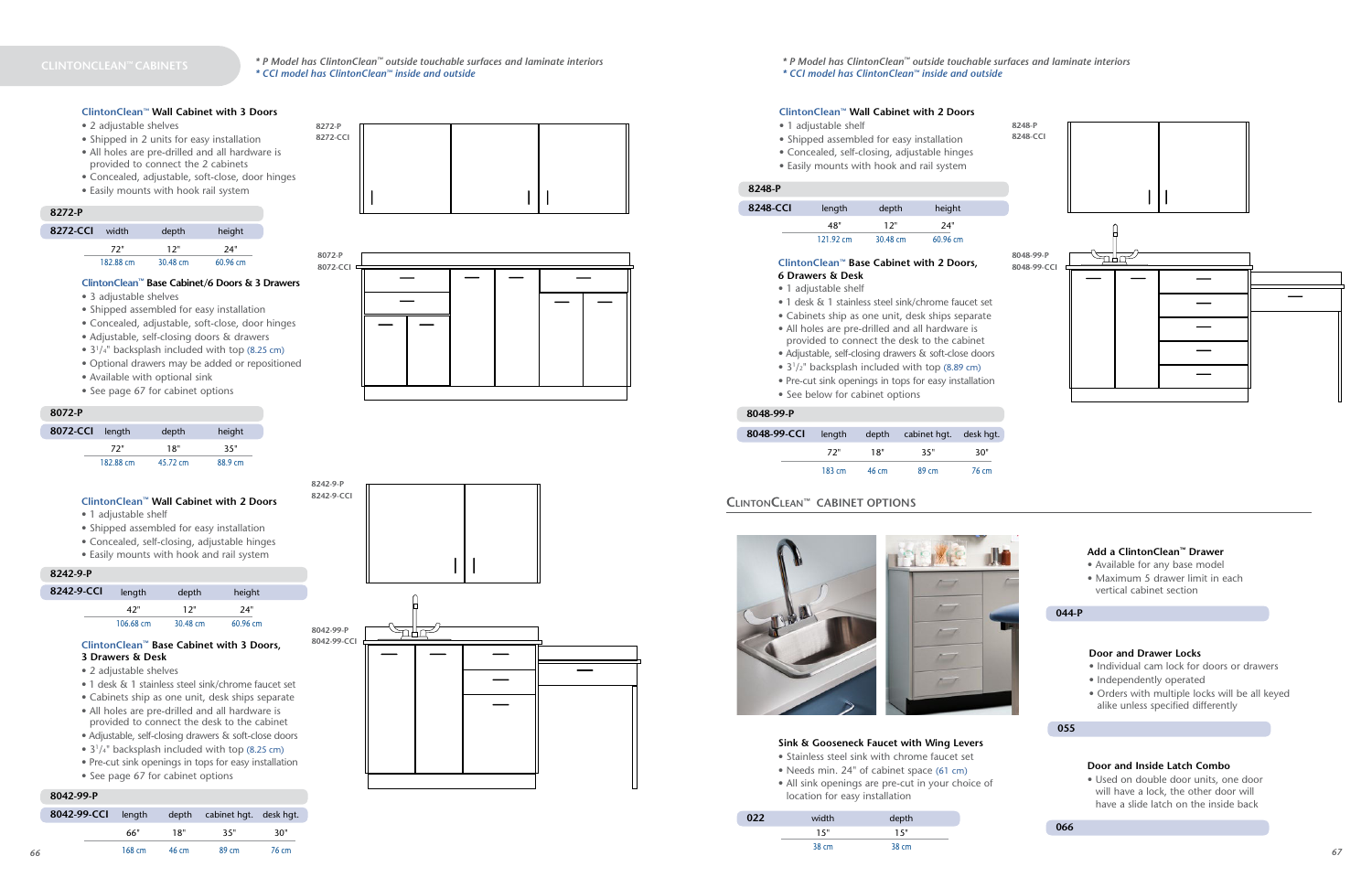## CLINTONCLEAN™ CABINETS

*\* P Model has ClintonClean™ outside touchable surfaces and laminate interiors*
*\* CCI model has ClintonClean™ inside and outside*

### ClintonClean™ Wall Cabinet with 3 Doors

- 2 adjustable shelves
- Shipped in 2 units for easy installation
- All holes are pre-drilled and all hardware is provided to connect the 2 cabinets
- Concealed, adjustable, soft-close, door hinges
- Easily mounts with hook rail system

| 8272-P<br>8272-CCI | width | depth | height |
|---|---|---|---|
| | 72" | 12" | 24" |
| | 182.88 cm | 30.48 cm | 60.96 cm |

8272-P
8272-CCI

### ClintonClean™ Base Cabinet/6 Doors & 3 Drawers

- 3 adjustable shelves
- Shipped assembled for easy installation
- Concealed, adjustable, soft-close, door hinges
- Adjustable, self-closing doors & drawers
- 3¹/₄" backsplash included with top (8.25 cm)
- Optional drawers may be added or repositioned
- Available with optional sink
- See page 67 for cabinet options

| 8072-P<br>8072-CCI | length | depth | height |
|---|---|---|---|
| | 72" | 18" | 35" |
| | 182.88 cm | 45.72 cm | 88.9 cm |

8072-P
8072-CCI

### ClintonClean™ Wall Cabinet with 2 Doors

- 1 adjustable shelf
- Shipped assembled for easy installation
- Concealed, self-closing, adjustable hinges
- Easily mounts with hook and rail system

| 8242-9-P<br>8242-9-CCI | length | depth | height |
|---|---|---|---|
| | 42" | 12" | 24" |
| | 106.68 cm | 30.48 cm | 60.96 cm |

8242-9-P
8242-9-CCI

### ClintonClean™ Base Cabinet with 3 Doors, 3 Drawers & Desk

- 2 adjustable shelves
- 1 desk & 1 stainless steel sink/chrome faucet set
- Cabinets ship as one unit, desk ships separate
- All holes are pre-drilled and all hardware is provided to connect the desk to the cabinet
- Adjustable, self-closing drawers & soft-close doors
- 3¹/₄" backsplash included with top (8.25 cm)
- Pre-cut sink openings in tops for easy installation
- See page 67 for cabinet options

| 8042-99-P<br>8042-99-CCI | length | depth | cabinet hgt. | desk hgt. |
|---|---|---|---|---|
| | 66" | 18" | 35" | 30" |
| | 168 cm | 46 cm | 89 cm | 76 cm |

8042-99-P
8042-99-CCI

### ClintonClean™ Wall Cabinet with 2 Doors

- 1 adjustable shelf
- Shipped assembled for easy installation
- Concealed, self-closing, adjustable hinges
- Easily mounts with hook and rail system

| 8248-P<br>8248-CCI | length | depth | height |
|---|---|---|---|
| | 48" | 12" | 24" |
| | 121.92 cm | 30.48 cm | 60.96 cm |

8248-P
8248-CCI

### ClintonClean™ Base Cabinet with 2 Doors, 6 Drawers & Desk

- 1 adjustable shelf
- 1 desk & 1 stainless steel sink/chrome faucet set
- Cabinets ship as one unit, desk ships separate
- All holes are pre-drilled and all hardware is provided to connect the desk to the cabinet
- Adjustable, self-closing drawers & soft-close doors
- 3¹/₂" backsplash included with top (8.89 cm)
- Pre-cut sink openings in tops for easy installation
- See below for cabinet options

| 8048-99-P<br>8048-99-CCI | length | depth | cabinet hgt. | desk hgt. |
|---|---|---|---|---|
| | 72" | 18" | 35" | 30" |
| | 183 cm | 46 cm | 89 cm | 76 cm |

8048-99-P
8048-99-CCI

## CLINTONCLEAN™ CABINET OPTIONS

### Sink & Gooseneck Faucet with Wing Levers

- Stainless steel sink with chrome faucet set
- Needs min. 24" of cabinet space (61 cm)
- All sink openings are pre-cut in your choice of location for easy installation

| 022 | width | depth |
|---|---|---|
| | 15" | 15" |
| | 38 cm | 38 cm |

### Add a ClintonClean™ Drawer

- Available for any base model
- Maximum 5 drawer limit in each vertical cabinet section

**044-P**

### Door and Drawer Locks

- Individual cam lock for doors or drawers
- Independently operated
- Orders with multiple locks will be all keyed alike unless specified differently

**055**

### Door and Inside Latch Combo

- Used on double door units, one door will have a lock, the other door will have a slide latch on the inside back

**066**